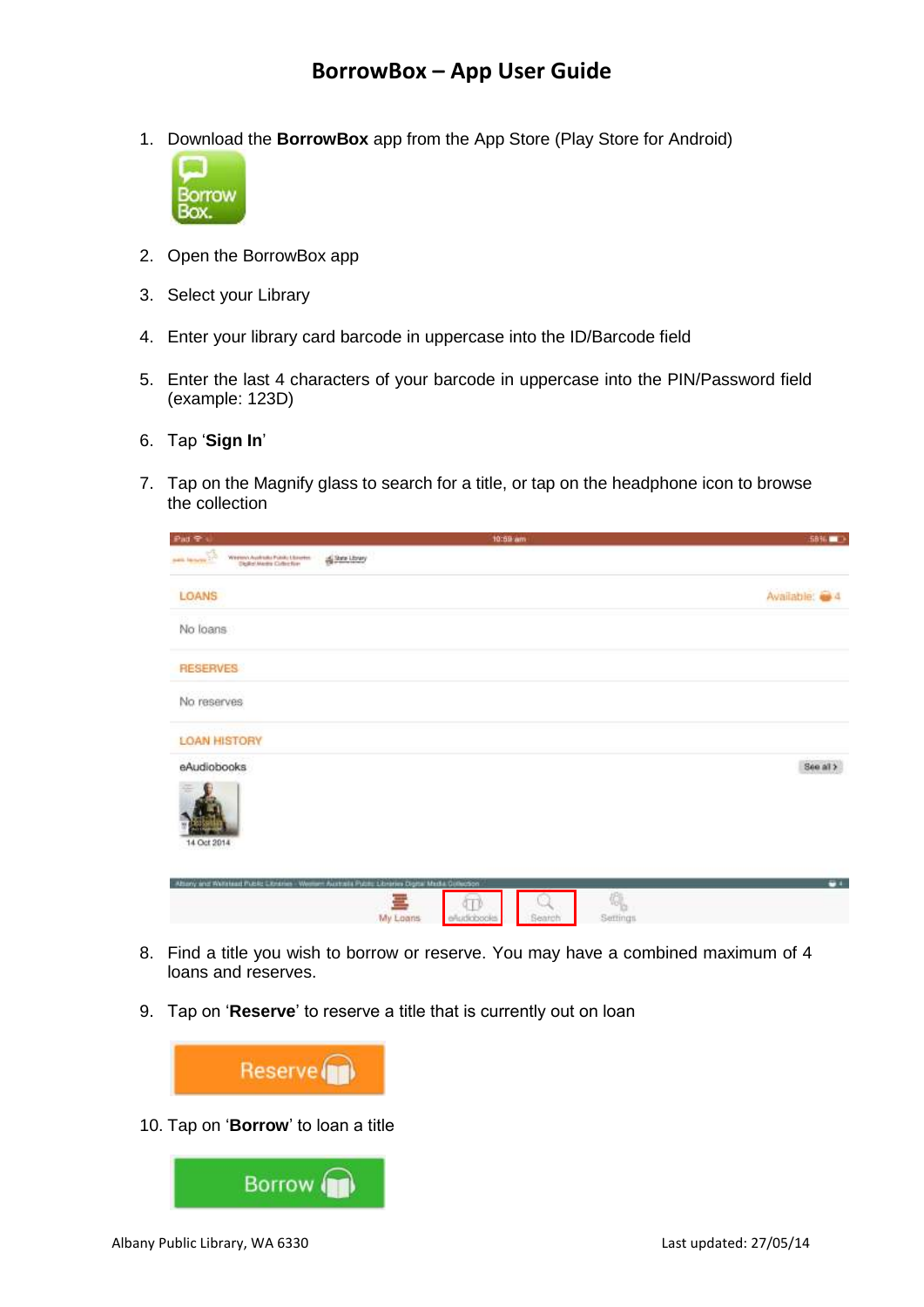# BorrowBox – App User Guide

1. Download the **BorrowBox** app from the App Store (Play Store for Android)

2. Open the BorrowBox app

3. Select your Library

4. Enter your library card barcode in uppercase into the ID/Barcode field

5. Enter the last 4 characters of your barcode in uppercase into the PIN/Password field (example: 123D)

6. Tap '**Sign In**'

7. Tap on the Magnify glass to search for a title, or tap on the headphone icon to browse the collection

8. Find a title you wish to borrow or reserve. You may have a combined maximum of 4 loans and reserves.

9. Tap on '**Reserve**' to reserve a title that is currently out on loan

10. Tap on '**Borrow**' to loan a title

Albany Public Library, WA 6330

Last updated: 27/05/14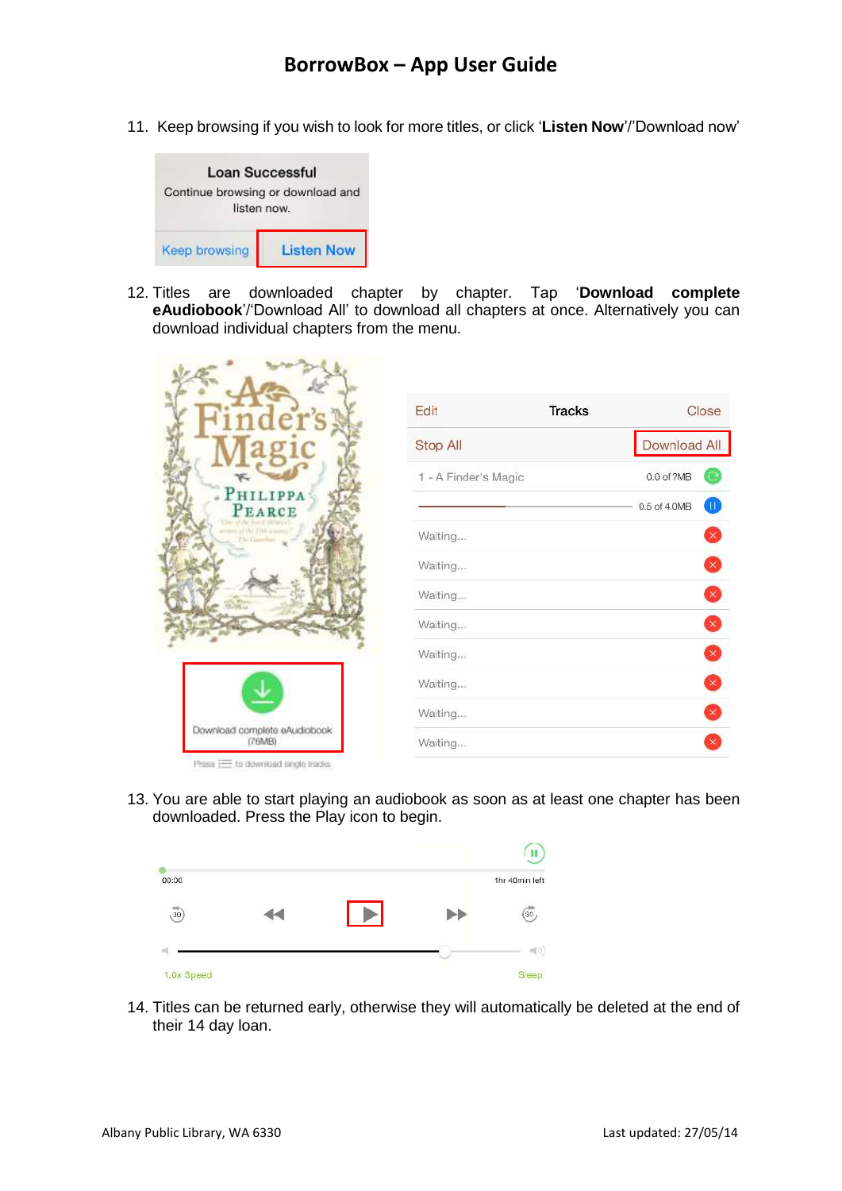# BorrowBox – App User Guide

11. Keep browsing if you wish to look for more titles, or click '**Listen Now**'/'Download now'

Loan Successful
Continue browsing or download and listen now.
Keep browsing
Listen Now

12. Titles are downloaded chapter by chapter. Tap '**Download complete eAudiobook**'/'Download All' to download all chapters at once. Alternatively you can download individual chapters from the menu.

Download complete eAudiobook (76MB)
Press ☰ to download single tracks

Edit Tracks Close
Stop All Download All
1 - A Finder's Magic 0.0 of ?MB
0.5 of 4.0MB
Waiting...
Waiting...
Waiting...
Waiting...
Waiting...
Waiting...
Waiting...
Waiting...

13. You are able to start playing an audiobook as soon as at least one chapter has been downloaded. Press the Play icon to begin.

00:00
1hr 40min left
1.0x Speed
Sleep

14. Titles can be returned early, otherwise they will automatically be deleted at the end of their 14 day loan.

Albany Public Library, WA 6330

Last updated: 27/05/14